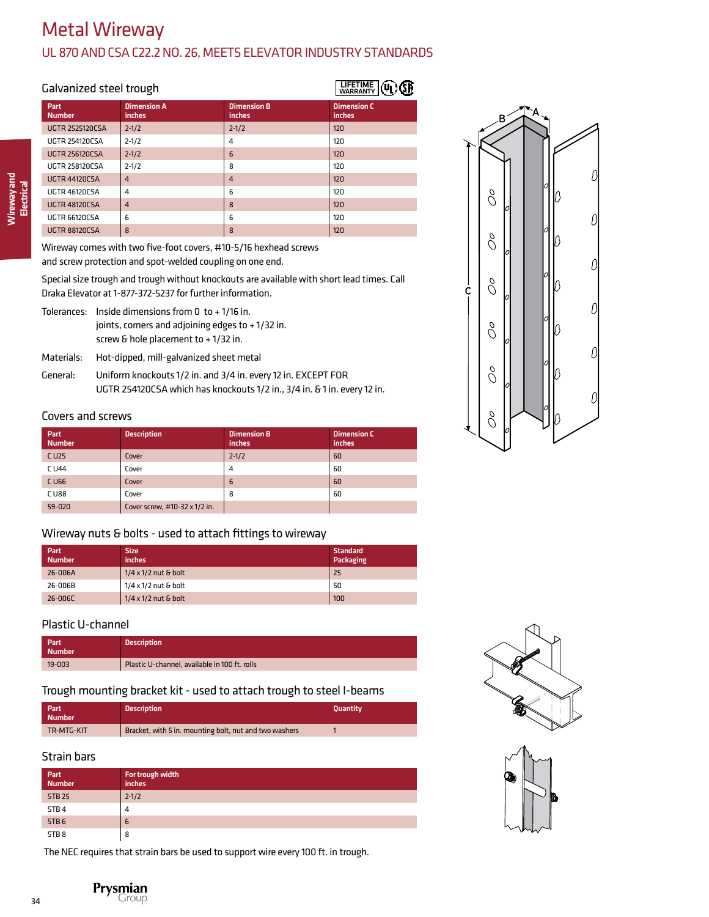# Metal Wireway

## UL 870 AND CSA C22.2 NO. 26, MEETS ELEVATOR INDUSTRY STANDARDS

### Galvanized steel trough

| Part Number | Dimension A inches | Dimension B inches | Dimension C inches |
|---|---|---|---|
| UGTR 2525120CSA | 2-1/2 | 2-1/2 | 120 |
| UGTR 254120CSA | 2-1/2 | 4 | 120 |
| UGTR 256120CSA | 2-1/2 | 6 | 120 |
| UGTR 258120CSA | 2-1/2 | 8 | 120 |
| UGTR 44120CSA | 4 | 4 | 120 |
| UGTR 46120CSA | 4 | 6 | 120 |
| UGTR 48120CSA | 4 | 8 | 120 |
| UGTR 66120CSA | 6 | 6 | 120 |
| UGTR 88120CSA | 8 | 8 | 120 |

Wireway comes with two five-foot covers, #10-5/16 hexhead screws and screw protection and spot-welded coupling on one end.

Special size trough and trough without knockouts are available with short lead times. Call Draka Elevator at 1-877-372-5237 for further information.

Tolerances: Inside dimensions from 0 to + 1/16 in.
joints, corners and adjoining edges to + 1/32 in.
screw & hole placement to + 1/32 in.

Materials: Hot-dipped, mill-galvanized sheet metal

General: Uniform knockouts 1/2 in. and 3/4 in. every 12 in. EXCEPT FOR UGTR 254120CSA which has knockouts 1/2 in., 3/4 in. & 1 in. every 12 in.

### Covers and screws

| Part Number | Description | Dimension B inches | Dimension C inches |
|---|---|---|---|
| C U25 | Cover | 2-1/2 | 60 |
| C U44 | Cover | 4 | 60 |
| C U66 | Cover | 6 | 60 |
| C U88 | Cover | 8 | 60 |
| 59-020 | Cover screw, #10-32 x 1/2 in. | | |

### Wireway nuts & bolts - used to attach fittings to wireway

| Part Number | Size inches | Standard Packaging |
|---|---|---|
| 26-006A | 1/4 x 1/2 nut & bolt | 25 |
| 26-006B | 1/4 x 1/2 nut & bolt | 50 |
| 26-006C | 1/4 x 1/2 nut & bolt | 100 |

### Plastic U-channel

| Part Number | Description |
|---|---|
| 19-003 | Plastic U-channel, available in 100 ft. rolls |

### Trough mounting bracket kit - used to attach trough to steel I-beams

| Part Number | Description | Quantity |
|---|---|---|
| TR-MTG-KIT | Bracket, with 5 in. mounting bolt, nut and two washers | 1 |

### Strain bars

| Part Number | For trough width inches |
|---|---|
| STB 25 | 2-1/2 |
| STB 4 | 4 |
| STB 6 | 6 |
| STB 8 | 8 |

The NEC requires that strain bars be used to support wire every 100 ft. in trough.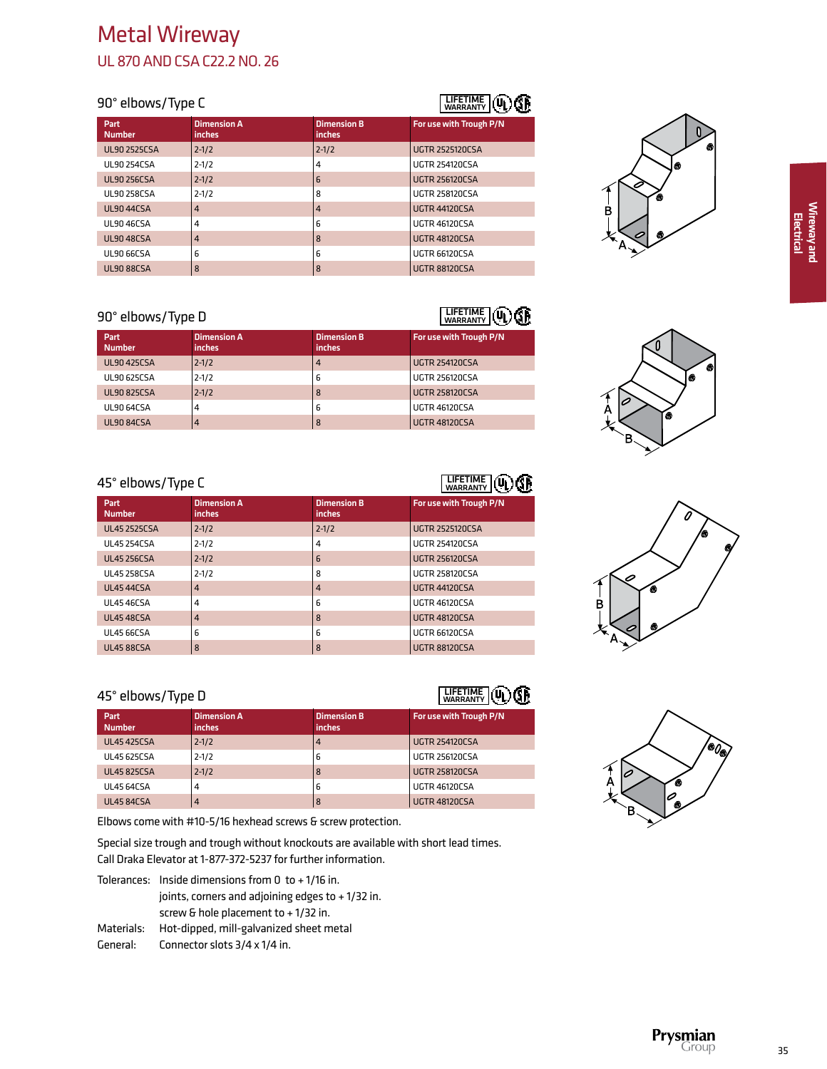# Metal Wireway

## UL 870 AND CSA C22.2 NO. 26

### 90° elbows/Type C

| Part Number | Dimension A inches | Dimension B inches | For use with Trough P/N |
|---|---|---|---|
| UL90 2525CSA | 2-1/2 | 2-1/2 | UGTR 2525120CSA |
| UL90 254CSA | 2-1/2 | 4 | UGTR 254120CSA |
| UL90 256CSA | 2-1/2 | 6 | UGTR 256120CSA |
| UL90 258CSA | 2-1/2 | 8 | UGTR 258120CSA |
| UL90 44CSA | 4 | 4 | UGTR 44120CSA |
| UL90 46CSA | 4 | 6 | UGTR 46120CSA |
| UL90 48CSA | 4 | 8 | UGTR 48120CSA |
| UL90 66CSA | 6 | 6 | UGTR 66120CSA |
| UL90 88CSA | 8 | 8 | UGTR 88120CSA |

### 90° elbows/Type D

| Part Number | Dimension A inches | Dimension B inches | For use with Trough P/N |
|---|---|---|---|
| UL90 425CSA | 2-1/2 | 4 | UGTR 254120CSA |
| UL90 625CSA | 2-1/2 | 6 | UGTR 256120CSA |
| UL90 825CSA | 2-1/2 | 8 | UGTR 258120CSA |
| UL90 64CSA | 4 | 6 | UGTR 46120CSA |
| UL90 84CSA | 4 | 8 | UGTR 48120CSA |

### 45° elbows/Type C

| Part Number | Dimension A inches | Dimension B inches | For use with Trough P/N |
|---|---|---|---|
| UL45 2525CSA | 2-1/2 | 2-1/2 | UGTR 2525120CSA |
| UL45 254CSA | 2-1/2 | 4 | UGTR 254120CSA |
| UL45 256CSA | 2-1/2 | 6 | UGTR 256120CSA |
| UL45 258CSA | 2-1/2 | 8 | UGTR 258120CSA |
| UL45 44CSA | 4 | 4 | UGTR 44120CSA |
| UL45 46CSA | 4 | 6 | UGTR 46120CSA |
| UL45 48CSA | 4 | 8 | UGTR 48120CSA |
| UL45 66CSA | 6 | 6 | UGTR 66120CSA |
| UL45 88CSA | 8 | 8 | UGTR 88120CSA |

### 45° elbows/Type D

| Part Number | Dimension A inches | Dimension B inches | For use with Trough P/N |
|---|---|---|---|
| UL45 425CSA | 2-1/2 | 4 | UGTR 254120CSA |
| UL45 625CSA | 2-1/2 | 6 | UGTR 256120CSA |
| UL45 825CSA | 2-1/2 | 8 | UGTR 258120CSA |
| UL45 64CSA | 4 | 6 | UGTR 46120CSA |
| UL45 84CSA | 4 | 8 | UGTR 48120CSA |

Elbows come with #10-5/16 hexhead screws & screw protection.

Special size trough and trough without knockouts are available with short lead times. Call Draka Elevator at 1-877-372-5237 for further information.

Tolerances: Inside dimensions from 0 to + 1/16 in.
joints, corners and adjoining edges to + 1/32 in.
screw & hole placement to + 1/32 in.

Materials: Hot-dipped, mill-galvanized sheet metal

General: Connector slots 3/4 x 1/4 in.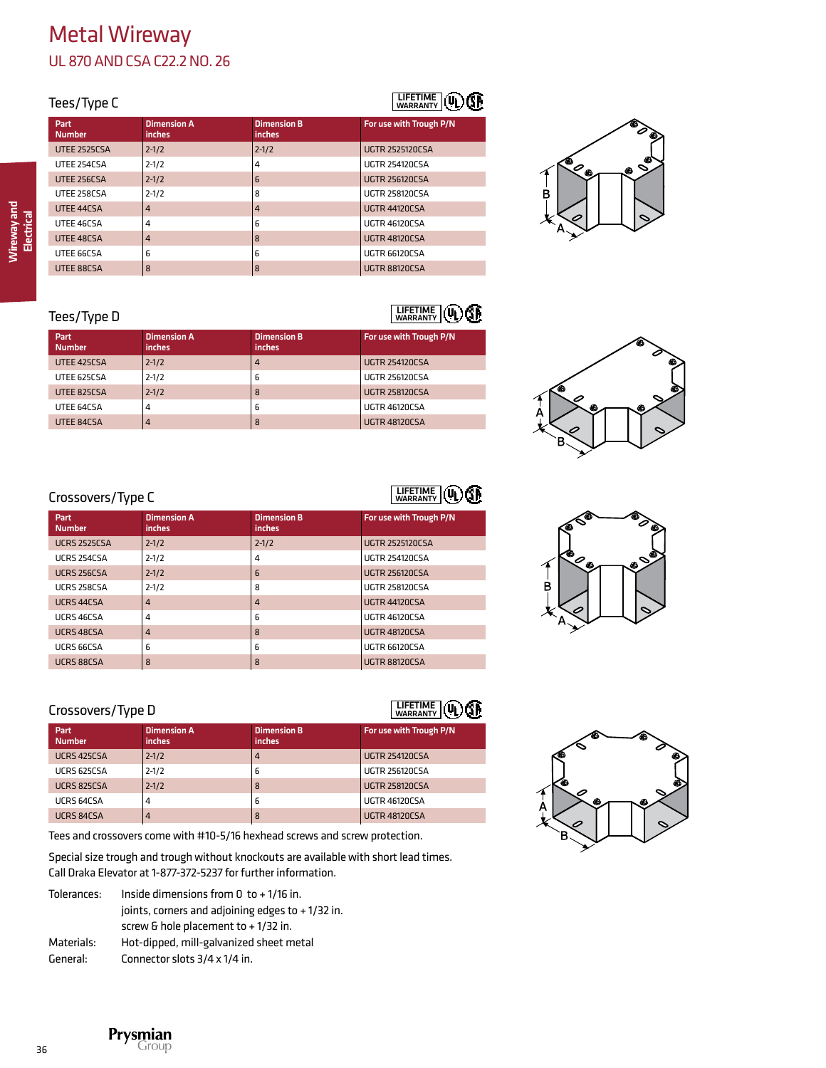# Metal Wireway

## UL 870 AND CSA C22.2 NO. 26

### Tees/Type C

LIFETIME WARRANTY

| Part Number | Dimension A inches | Dimension B inches | For use with Trough P/N |
|---|---|---|---|
| UTEE 2525CSA | 2-1/2 | 2-1/2 | UGTR 2525120CSA |
| UTEE 254CSA | 2-1/2 | 4 | UGTR 254120CSA |
| UTEE 256CSA | 2-1/2 | 6 | UGTR 256120CSA |
| UTEE 258CSA | 2-1/2 | 8 | UGTR 258120CSA |
| UTEE 44CSA | 4 | 4 | UGTR 44120CSA |
| UTEE 46CSA | 4 | 6 | UGTR 46120CSA |
| UTEE 48CSA | 4 | 8 | UGTR 48120CSA |
| UTEE 66CSA | 6 | 6 | UGTR 66120CSA |
| UTEE 88CSA | 8 | 8 | UGTR 88120CSA |

### Tees/Type D

LIFETIME WARRANTY

| Part Number | Dimension A inches | Dimension B inches | For use with Trough P/N |
|---|---|---|---|
| UTEE 425CSA | 2-1/2 | 4 | UGTR 254120CSA |
| UTEE 625CSA | 2-1/2 | 6 | UGTR 256120CSA |
| UTEE 825CSA | 2-1/2 | 8 | UGTR 258120CSA |
| UTEE 64CSA | 4 | 6 | UGTR 46120CSA |
| UTEE 84CSA | 4 | 8 | UGTR 48120CSA |

### Crossovers/Type C

LIFETIME WARRANTY

| Part Number | Dimension A inches | Dimension B inches | For use with Trough P/N |
|---|---|---|---|
| UCRS 2525CSA | 2-1/2 | 2-1/2 | UGTR 2525120CSA |
| UCRS 254CSA | 2-1/2 | 4 | UGTR 254120CSA |
| UCRS 256CSA | 2-1/2 | 6 | UGTR 256120CSA |
| UCRS 258CSA | 2-1/2 | 8 | UGTR 258120CSA |
| UCRS 44CSA | 4 | 4 | UGTR 44120CSA |
| UCRS 46CSA | 4 | 6 | UGTR 46120CSA |
| UCRS 48CSA | 4 | 8 | UGTR 48120CSA |
| UCRS 66CSA | 6 | 6 | UGTR 66120CSA |
| UCRS 88CSA | 8 | 8 | UGTR 88120CSA |

### Crossovers/Type D

LIFETIME WARRANTY

| Part Number | Dimension A inches | Dimension B inches | For use with Trough P/N |
|---|---|---|---|
| UCRS 425CSA | 2-1/2 | 4 | UGTR 254120CSA |
| UCRS 625CSA | 2-1/2 | 6 | UGTR 256120CSA |
| UCRS 825CSA | 2-1/2 | 8 | UGTR 258120CSA |
| UCRS 64CSA | 4 | 6 | UGTR 46120CSA |
| UCRS 84CSA | 4 | 8 | UGTR 48120CSA |

Tees and crossovers come with #10-5/16 hexhead screws and screw protection.

Special size trough and trough without knockouts are available with short lead times. Call Draka Elevator at 1-877-372-5237 for further information.

Tolerances: Inside dimensions from 0 to + 1/16 in.
joints, corners and adjoining edges to + 1/32 in.
screw & hole placement to + 1/32 in.

Materials: Hot-dipped, mill-galvanized sheet metal

General: Connector slots 3/4 x 1/4 in.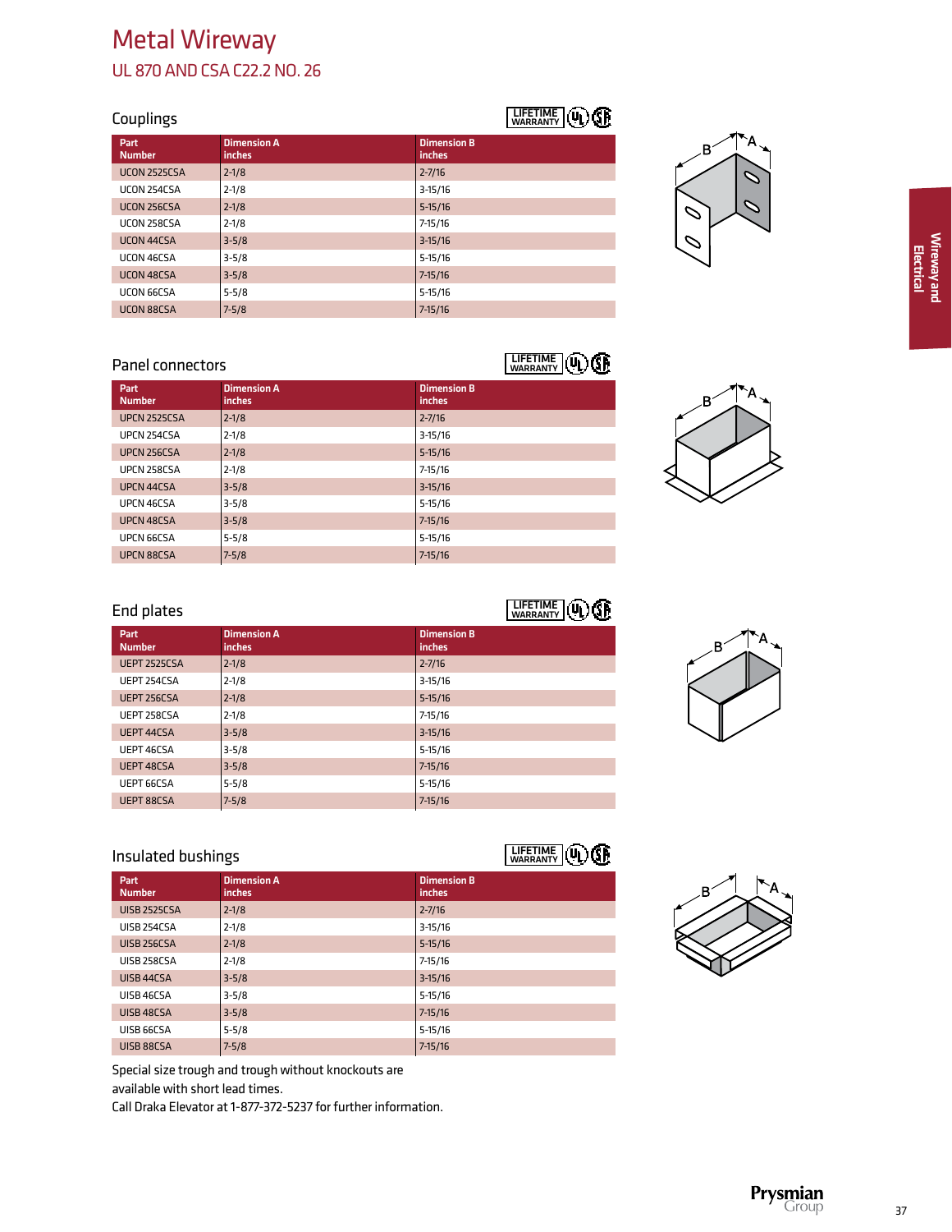# Metal Wireway

## UL 870 AND CSA C22.2 NO. 26

### Couplings

LIFETIME WARRANTY

| Part Number | Dimension A inches | Dimension B inches |
|---|---|---|
| UCON 2525CSA | 2-1/8 | 2-7/16 |
| UCON 254CSA | 2-1/8 | 3-15/16 |
| UCON 256CSA | 2-1/8 | 5-15/16 |
| UCON 258CSA | 2-1/8 | 7-15/16 |
| UCON 44CSA | 3-5/8 | 3-15/16 |
| UCON 46CSA | 3-5/8 | 5-15/16 |
| UCON 48CSA | 3-5/8 | 7-15/16 |
| UCON 66CSA | 5-5/8 | 5-15/16 |
| UCON 88CSA | 7-5/8 | 7-15/16 |

### Panel connectors

LIFETIME WARRANTY

| Part Number | Dimension A inches | Dimension B inches |
|---|---|---|
| UPCN 2525CSA | 2-1/8 | 2-7/16 |
| UPCN 254CSA | 2-1/8 | 3-15/16 |
| UPCN 256CSA | 2-1/8 | 5-15/16 |
| UPCN 258CSA | 2-1/8 | 7-15/16 |
| UPCN 44CSA | 3-5/8 | 3-15/16 |
| UPCN 46CSA | 3-5/8 | 5-15/16 |
| UPCN 48CSA | 3-5/8 | 7-15/16 |
| UPCN 66CSA | 5-5/8 | 5-15/16 |
| UPCN 88CSA | 7-5/8 | 7-15/16 |

### End plates

LIFETIME WARRANTY

| Part Number | Dimension A inches | Dimension B inches |
|---|---|---|
| UEPT 2525CSA | 2-1/8 | 2-7/16 |
| UEPT 254CSA | 2-1/8 | 3-15/16 |
| UEPT 256CSA | 2-1/8 | 5-15/16 |
| UEPT 258CSA | 2-1/8 | 7-15/16 |
| UEPT 44CSA | 3-5/8 | 3-15/16 |
| UEPT 46CSA | 3-5/8 | 5-15/16 |
| UEPT 48CSA | 3-5/8 | 7-15/16 |
| UEPT 66CSA | 5-5/8 | 5-15/16 |
| UEPT 88CSA | 7-5/8 | 7-15/16 |

### Insulated bushings

LIFETIME WARRANTY

| Part Number | Dimension A inches | Dimension B inches |
|---|---|---|
| UISB 2525CSA | 2-1/8 | 2-7/16 |
| UISB 254CSA | 2-1/8 | 3-15/16 |
| UISB 256CSA | 2-1/8 | 5-15/16 |
| UISB 258CSA | 2-1/8 | 7-15/16 |
| UISB 44CSA | 3-5/8 | 3-15/16 |
| UISB 46CSA | 3-5/8 | 5-15/16 |
| UISB 48CSA | 3-5/8 | 7-15/16 |
| UISB 66CSA | 5-5/8 | 5-15/16 |
| UISB 88CSA | 7-5/8 | 7-15/16 |

Special size trough and trough without knockouts are available with short lead times.
Call Draka Elevator at 1-877-372-5237 for further information.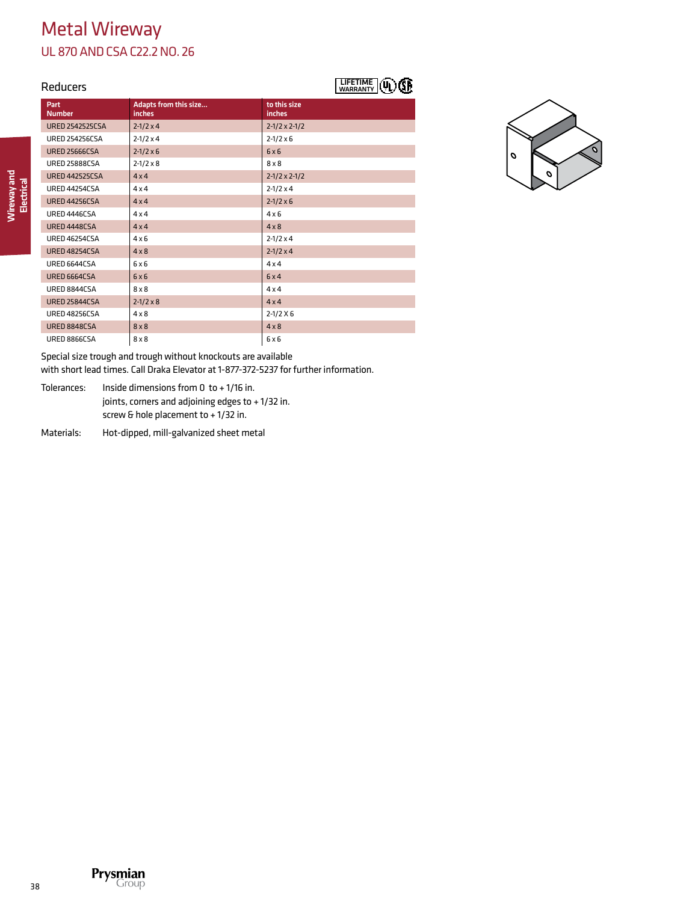# Metal Wireway

## UL 870 AND CSA C22.2 NO. 26

### Reducers

LIFETIME WARRANTY

| Part Number | Adapts from this size... inches | to this size inches |
|---|---|---|
| URED 2542525CSA | 2-1/2 x 4 | 2-1/2 x 2-1/2 |
| URED 254256CSA | 2-1/2 x 4 | 2-1/2 x 6 |
| URED 25666CSA | 2-1/2 x 6 | 6 x 6 |
| URED 25888CSA | 2-1/2 x 8 | 8 x 8 |
| URED 442525CSA | 4 x 4 | 2-1/2 x 2-1/2 |
| URED 44254CSA | 4 x 4 | 2-1/2 x 4 |
| URED 44256CSA | 4 x 4 | 2-1/2 x 6 |
| URED 4446CSA | 4 x 4 | 4 x 6 |
| URED 4448CSA | 4 x 4 | 4 x 8 |
| URED 46254CSA | 4 x 6 | 2-1/2 x 4 |
| URED 48254CSA | 4 x 8 | 2-1/2 x 4 |
| URED 6644CSA | 6 x 6 | 4 x 4 |
| URED 6664CSA | 6 x 6 | 6 x 4 |
| URED 8844CSA | 8 x 8 | 4 x 4 |
| URED 25844CSA | 2-1/2 x 8 | 4 x 4 |
| URED 48256CSA | 4 x 8 | 2-1/2 X 6 |
| URED 8848CSA | 8 x 8 | 4 x 8 |
| URED 8866CSA | 8 x 8 | 6 x 6 |

Special size trough and trough without knockouts are available with short lead times. Call Draka Elevator at 1-877-372-5237 for further information.

Tolerances: Inside dimensions from 0 to + 1/16 in.
joints, corners and adjoining edges to + 1/32 in.
screw & hole placement to + 1/32 in.

Materials: Hot-dipped, mill-galvanized sheet metal